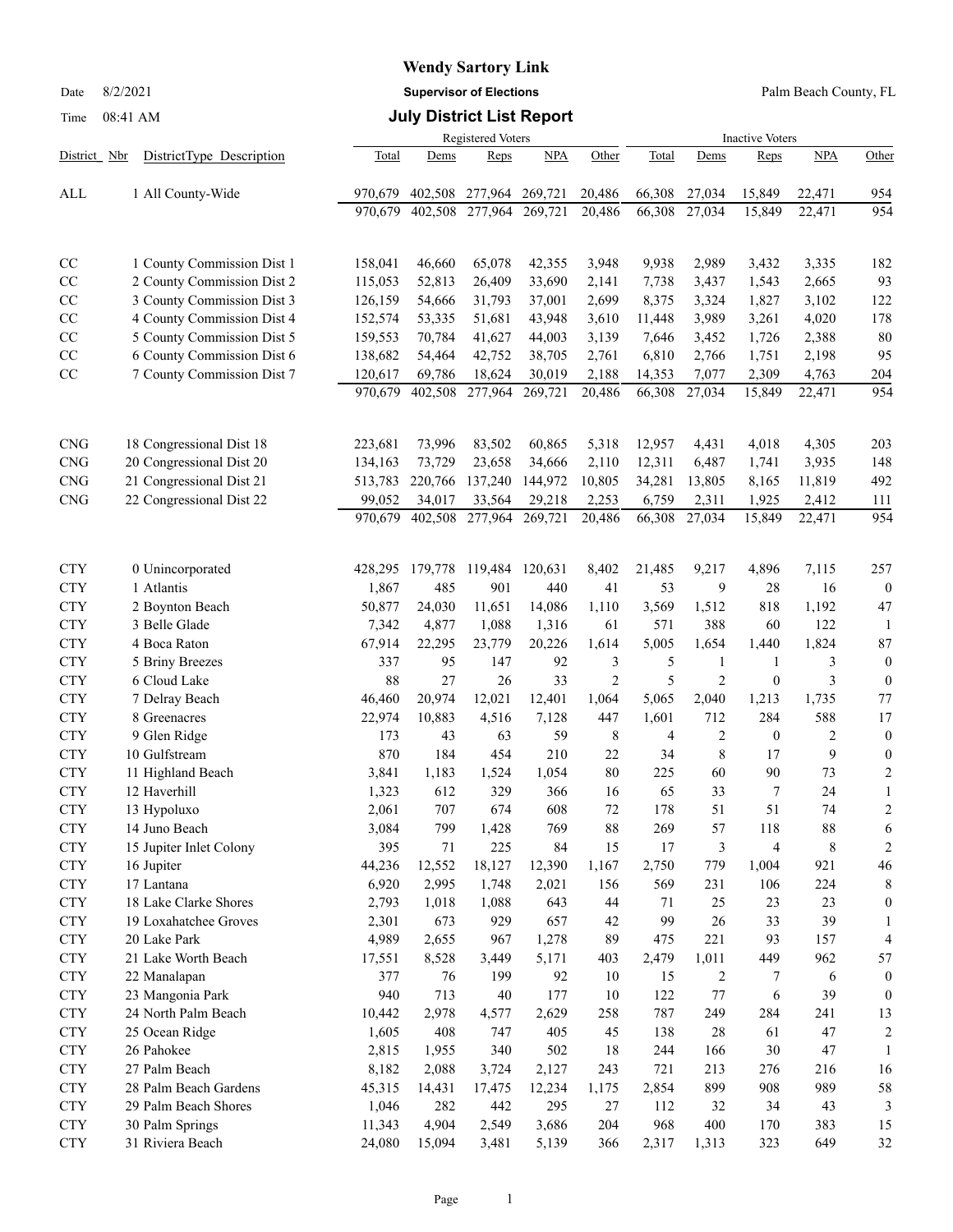# Wendy Sartory Link

Date 8/2/2021 **Supervisor of Elections** Palm Beach County, FL

Time 08:41 AM **July District List Report**

| District | Nbr | DistrictType Description | Registered Voters Total | Dems | Reps | NPA | Other | Inactive Voters Total | Dems | Reps | NPA | Other |
|---|---|---|---|---|---|---|---|---|---|---|---|---|
| ALL | 1 | All County-Wide | 970,679 | 402,508 | 277,964 | 269,721 | 20,486 | 66,308 | 27,034 | 15,849 | 22,471 | 954 |
| | | | 970,679 | 402,508 | 277,964 | 269,721 | 20,486 | 66,308 | 27,034 | 15,849 | 22,471 | 954 |
| CC | 1 | County Commission Dist 1 | 158,041 | 46,660 | 65,078 | 42,355 | 3,948 | 9,938 | 2,989 | 3,432 | 3,335 | 182 |
| CC | 2 | County Commission Dist 2 | 115,053 | 52,813 | 26,409 | 33,690 | 2,141 | 7,738 | 3,437 | 1,543 | 2,665 | 93 |
| CC | 3 | County Commission Dist 3 | 126,159 | 54,666 | 31,793 | 37,001 | 2,699 | 8,375 | 3,324 | 1,827 | 3,102 | 122 |
| CC | 4 | County Commission Dist 4 | 152,574 | 53,335 | 51,681 | 43,948 | 3,610 | 11,448 | 3,989 | 3,261 | 4,020 | 178 |
| CC | 5 | County Commission Dist 5 | 159,553 | 70,784 | 41,627 | 44,003 | 3,139 | 7,646 | 3,452 | 1,726 | 2,388 | 80 |
| CC | 6 | County Commission Dist 6 | 138,682 | 54,464 | 42,752 | 38,705 | 2,761 | 6,810 | 2,766 | 1,751 | 2,198 | 95 |
| CC | 7 | County Commission Dist 7 | 120,617 | 69,786 | 18,624 | 30,019 | 2,188 | 14,353 | 7,077 | 2,309 | 4,763 | 204 |
| | | | 970,679 | 402,508 | 277,964 | 269,721 | 20,486 | 66,308 | 27,034 | 15,849 | 22,471 | 954 |
| CNG | 18 | Congressional Dist 18 | 223,681 | 73,996 | 83,502 | 60,865 | 5,318 | 12,957 | 4,431 | 4,018 | 4,305 | 203 |
| CNG | 20 | Congressional Dist 20 | 134,163 | 73,729 | 23,658 | 34,666 | 2,110 | 12,311 | 6,487 | 1,741 | 3,935 | 148 |
| CNG | 21 | Congressional Dist 21 | 513,783 | 220,766 | 137,240 | 144,972 | 10,805 | 34,281 | 13,805 | 8,165 | 11,819 | 492 |
| CNG | 22 | Congressional Dist 22 | 99,052 | 34,017 | 33,564 | 29,218 | 2,253 | 6,759 | 2,311 | 1,925 | 2,412 | 111 |
| | | | 970,679 | 402,508 | 277,964 | 269,721 | 20,486 | 66,308 | 27,034 | 15,849 | 22,471 | 954 |
| CTY | 0 | Unincorporated | 428,295 | 179,778 | 119,484 | 120,631 | 8,402 | 21,485 | 9,217 | 4,896 | 7,115 | 257 |
| CTY | 1 | Atlantis | 1,867 | 485 | 901 | 440 | 41 | 53 | 9 | 28 | 16 | 0 |
| CTY | 2 | Boynton Beach | 50,877 | 24,030 | 11,651 | 14,086 | 1,110 | 3,569 | 1,512 | 818 | 1,192 | 47 |
| CTY | 3 | Belle Glade | 7,342 | 4,877 | 1,088 | 1,316 | 61 | 571 | 388 | 60 | 122 | 1 |
| CTY | 4 | Boca Raton | 67,914 | 22,295 | 23,779 | 20,226 | 1,614 | 5,005 | 1,654 | 1,440 | 1,824 | 87 |
| CTY | 5 | Briny Breezes | 337 | 95 | 147 | 92 | 3 | 5 | 1 | 1 | 3 | 0 |
| CTY | 6 | Cloud Lake | 88 | 27 | 26 | 33 | 2 | 5 | 2 | 0 | 3 | 0 |
| CTY | 7 | Delray Beach | 46,460 | 20,974 | 12,021 | 12,401 | 1,064 | 5,065 | 2,040 | 1,213 | 1,735 | 77 |
| CTY | 8 | Greenacres | 22,974 | 10,883 | 4,516 | 7,128 | 447 | 1,601 | 712 | 284 | 588 | 17 |
| CTY | 9 | Glen Ridge | 173 | 43 | 63 | 59 | 8 | 4 | 2 | 0 | 2 | 0 |
| CTY | 10 | Gulfstream | 870 | 184 | 454 | 210 | 22 | 34 | 8 | 17 | 9 | 0 |
| CTY | 11 | Highland Beach | 3,841 | 1,183 | 1,524 | 1,054 | 80 | 225 | 60 | 90 | 73 | 2 |
| CTY | 12 | Haverhill | 1,323 | 612 | 329 | 366 | 16 | 65 | 33 | 7 | 24 | 1 |
| CTY | 13 | Hypoluxo | 2,061 | 707 | 674 | 608 | 72 | 178 | 51 | 51 | 74 | 2 |
| CTY | 14 | Juno Beach | 3,084 | 799 | 1,428 | 769 | 88 | 269 | 57 | 118 | 88 | 6 |
| CTY | 15 | Jupiter Inlet Colony | 395 | 71 | 225 | 84 | 15 | 17 | 3 | 4 | 8 | 2 |
| CTY | 16 | Jupiter | 44,236 | 12,552 | 18,127 | 12,390 | 1,167 | 2,750 | 779 | 1,004 | 921 | 46 |
| CTY | 17 | Lantana | 6,920 | 2,995 | 1,748 | 2,021 | 156 | 569 | 231 | 106 | 224 | 8 |
| CTY | 18 | Lake Clarke Shores | 2,793 | 1,018 | 1,088 | 643 | 44 | 71 | 25 | 23 | 23 | 0 |
| CTY | 19 | Loxahatchee Groves | 2,301 | 673 | 929 | 657 | 42 | 99 | 26 | 33 | 39 | 1 |
| CTY | 20 | Lake Park | 4,989 | 2,655 | 967 | 1,278 | 89 | 475 | 221 | 93 | 157 | 4 |
| CTY | 21 | Lake Worth Beach | 17,551 | 8,528 | 3,449 | 5,171 | 403 | 2,479 | 1,011 | 449 | 962 | 57 |
| CTY | 22 | Manalapan | 377 | 76 | 199 | 92 | 10 | 15 | 2 | 7 | 6 | 0 |
| CTY | 23 | Mangonia Park | 940 | 713 | 40 | 177 | 10 | 122 | 77 | 6 | 39 | 0 |
| CTY | 24 | North Palm Beach | 10,442 | 2,978 | 4,577 | 2,629 | 258 | 787 | 249 | 284 | 241 | 13 |
| CTY | 25 | Ocean Ridge | 1,605 | 408 | 747 | 405 | 45 | 138 | 28 | 61 | 47 | 2 |
| CTY | 26 | Pahokee | 2,815 | 1,955 | 340 | 502 | 18 | 244 | 166 | 30 | 47 | 1 |
| CTY | 27 | Palm Beach | 8,182 | 2,088 | 3,724 | 2,127 | 243 | 721 | 213 | 276 | 216 | 16 |
| CTY | 28 | Palm Beach Gardens | 45,315 | 14,431 | 17,475 | 12,234 | 1,175 | 2,854 | 899 | 908 | 989 | 58 |
| CTY | 29 | Palm Beach Shores | 1,046 | 282 | 442 | 295 | 27 | 112 | 32 | 34 | 43 | 3 |
| CTY | 30 | Palm Springs | 11,343 | 4,904 | 2,549 | 3,686 | 204 | 968 | 400 | 170 | 383 | 15 |
| CTY | 31 | Riviera Beach | 24,080 | 15,094 | 3,481 | 5,139 | 366 | 2,317 | 1,313 | 323 | 649 | 32 |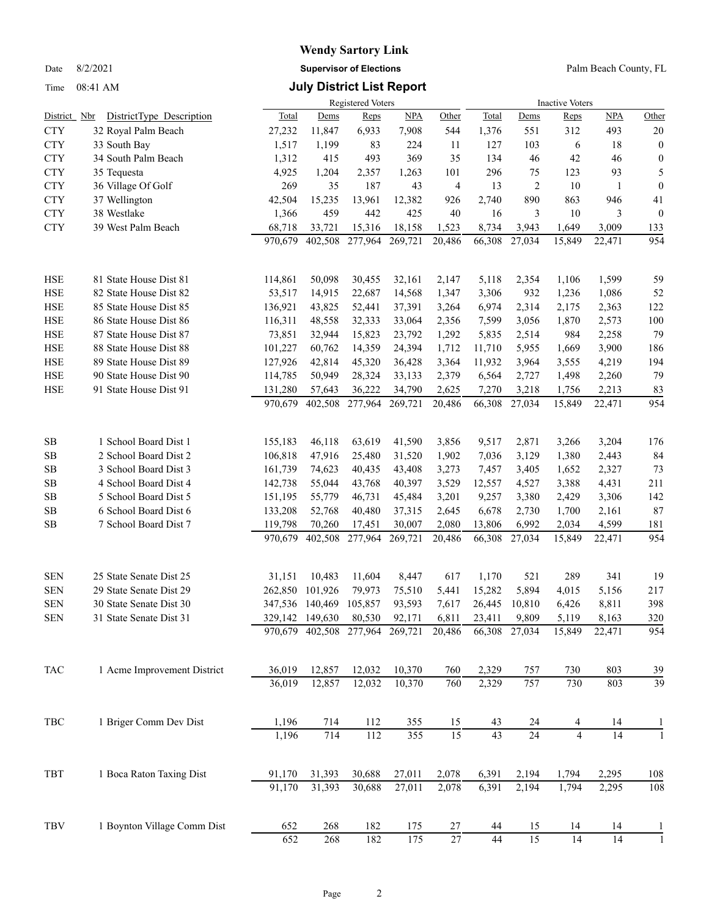# Wendy Sartory Link

**Supervisor of Elections**

Date 8/2/2021 — Palm Beach County, FL

Time 08:41 AM

## July District List Report

| District | Nbr | DistrictType Description | Registered Voters Total | Dems | Reps | NPA | Other | Inactive Voters Total | Dems | Reps | NPA | Other |
|---|---|---|---|---|---|---|---|---|---|---|---|---|
| CTY | 32 | Royal Palm Beach | 27,232 | 11,847 | 6,933 | 7,908 | 544 | 1,376 | 551 | 312 | 493 | 20 |
| CTY | 33 | South Bay | 1,517 | 1,199 | 83 | 224 | 11 | 127 | 103 | 6 | 18 | 0 |
| CTY | 34 | South Palm Beach | 1,312 | 415 | 493 | 369 | 35 | 134 | 46 | 42 | 46 | 0 |
| CTY | 35 | Tequesta | 4,925 | 1,204 | 2,357 | 1,263 | 101 | 296 | 75 | 123 | 93 | 5 |
| CTY | 36 | Village Of Golf | 269 | 35 | 187 | 43 | 4 | 13 | 2 | 10 | 1 | 0 |
| CTY | 37 | Wellington | 42,504 | 15,235 | 13,961 | 12,382 | 926 | 2,740 | 890 | 863 | 946 | 41 |
| CTY | 38 | Westlake | 1,366 | 459 | 442 | 425 | 40 | 16 | 3 | 10 | 3 | 0 |
| CTY | 39 | West Palm Beach | 68,718 | 33,721 | 15,316 | 18,158 | 1,523 | 8,734 | 3,943 | 1,649 | 3,009 | 133 |
| | | | 970,679 | 402,508 | 277,964 | 269,721 | 20,486 | 66,308 | 27,034 | 15,849 | 22,471 | 954 |
| HSE | 81 | State House Dist 81 | 114,861 | 50,098 | 30,455 | 32,161 | 2,147 | 5,118 | 2,354 | 1,106 | 1,599 | 59 |
| HSE | 82 | State House Dist 82 | 53,517 | 14,915 | 22,687 | 14,568 | 1,347 | 3,306 | 932 | 1,236 | 1,086 | 52 |
| HSE | 85 | State House Dist 85 | 136,921 | 43,825 | 52,441 | 37,391 | 3,264 | 6,974 | 2,314 | 2,175 | 2,363 | 122 |
| HSE | 86 | State House Dist 86 | 116,311 | 48,558 | 32,333 | 33,064 | 2,356 | 7,599 | 3,056 | 1,870 | 2,573 | 100 |
| HSE | 87 | State House Dist 87 | 73,851 | 32,944 | 15,823 | 23,792 | 1,292 | 5,835 | 2,514 | 984 | 2,258 | 79 |
| HSE | 88 | State House Dist 88 | 101,227 | 60,762 | 14,359 | 24,394 | 1,712 | 11,710 | 5,955 | 1,669 | 3,900 | 186 |
| HSE | 89 | State House Dist 89 | 127,926 | 42,814 | 45,320 | 36,428 | 3,364 | 11,932 | 3,964 | 3,555 | 4,219 | 194 |
| HSE | 90 | State House Dist 90 | 114,785 | 50,949 | 28,324 | 33,133 | 2,379 | 6,564 | 2,727 | 1,498 | 2,260 | 79 |
| HSE | 91 | State House Dist 91 | 131,280 | 57,643 | 36,222 | 34,790 | 2,625 | 7,270 | 3,218 | 1,756 | 2,213 | 83 |
| | | | 970,679 | 402,508 | 277,964 | 269,721 | 20,486 | 66,308 | 27,034 | 15,849 | 22,471 | 954 |
| SB | 1 | School Board Dist 1 | 155,183 | 46,118 | 63,619 | 41,590 | 3,856 | 9,517 | 2,871 | 3,266 | 3,204 | 176 |
| SB | 2 | School Board Dist 2 | 106,818 | 47,916 | 25,480 | 31,520 | 1,902 | 7,036 | 3,129 | 1,380 | 2,443 | 84 |
| SB | 3 | School Board Dist 3 | 161,739 | 74,623 | 40,435 | 43,408 | 3,273 | 7,457 | 3,405 | 1,652 | 2,327 | 73 |
| SB | 4 | School Board Dist 4 | 142,738 | 55,044 | 43,768 | 40,397 | 3,529 | 12,557 | 4,527 | 3,388 | 4,431 | 211 |
| SB | 5 | School Board Dist 5 | 151,195 | 55,779 | 46,731 | 45,484 | 3,201 | 9,257 | 3,380 | 2,429 | 3,306 | 142 |
| SB | 6 | School Board Dist 6 | 133,208 | 52,768 | 40,480 | 37,315 | 2,645 | 6,678 | 2,730 | 1,700 | 2,161 | 87 |
| SB | 7 | School Board Dist 7 | 119,798 | 70,260 | 17,451 | 30,007 | 2,080 | 13,806 | 6,992 | 2,034 | 4,599 | 181 |
| | | | 970,679 | 402,508 | 277,964 | 269,721 | 20,486 | 66,308 | 27,034 | 15,849 | 22,471 | 954 |
| SEN | 25 | State Senate Dist 25 | 31,151 | 10,483 | 11,604 | 8,447 | 617 | 1,170 | 521 | 289 | 341 | 19 |
| SEN | 29 | State Senate Dist 29 | 262,850 | 101,926 | 79,973 | 75,510 | 5,441 | 15,282 | 5,894 | 4,015 | 5,156 | 217 |
| SEN | 30 | State Senate Dist 30 | 347,536 | 140,469 | 105,857 | 93,593 | 7,617 | 26,445 | 10,810 | 6,426 | 8,811 | 398 |
| SEN | 31 | State Senate Dist 31 | 329,142 | 149,630 | 80,530 | 92,171 | 6,811 | 23,411 | 9,809 | 5,119 | 8,163 | 320 |
| | | | 970,679 | 402,508 | 277,964 | 269,721 | 20,486 | 66,308 | 27,034 | 15,849 | 22,471 | 954 |
| TAC | 1 | Acme Improvement District | 36,019 | 12,857 | 12,032 | 10,370 | 760 | 2,329 | 757 | 730 | 803 | 39 |
| | | | 36,019 | 12,857 | 12,032 | 10,370 | 760 | 2,329 | 757 | 730 | 803 | 39 |
| TBC | 1 | Briger Comm Dev Dist | 1,196 | 714 | 112 | 355 | 15 | 43 | 24 | 4 | 14 | 1 |
| | | | 1,196 | 714 | 112 | 355 | 15 | 43 | 24 | 4 | 14 | 1 |
| TBT | 1 | Boca Raton Taxing Dist | 91,170 | 31,393 | 30,688 | 27,011 | 2,078 | 6,391 | 2,194 | 1,794 | 2,295 | 108 |
| | | | 91,170 | 31,393 | 30,688 | 27,011 | 2,078 | 6,391 | 2,194 | 1,794 | 2,295 | 108 |
| TBV | 1 | Boynton Village Comm Dist | 652 | 268 | 182 | 175 | 27 | 44 | 15 | 14 | 14 | 1 |
| | | | 652 | 268 | 182 | 175 | 27 | 44 | 15 | 14 | 14 | 1 |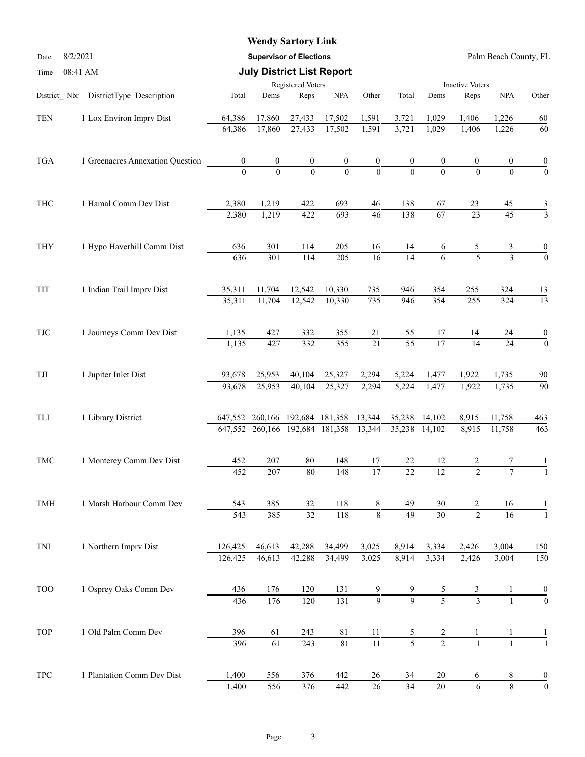**Wendy Sartory Link**

**Supervisor of Elections**

Palm Beach County, FL

Date 8/2/2021

Time 08:41 AM

## July District List Report

| District Nbr | DistrictType Description | Registered Voters Total | Dems | Reps | NPA | Other | Inactive Voters Total | Dems | Reps | NPA | Other |
|---|---|---|---|---|---|---|---|---|---|---|---|
| TEN | 1 Lox Environ Imprv Dist | 64,386 | 17,860 | 27,433 | 17,502 | 1,591 | 3,721 | 1,029 | 1,406 | 1,226 | 60 |
| | | 64,386 | 17,860 | 27,433 | 17,502 | 1,591 | 3,721 | 1,029 | 1,406 | 1,226 | 60 |
| TGA | 1 Greenacres Annexation Question | 0 | 0 | 0 | 0 | 0 | 0 | 0 | 0 | 0 | 0 |
| | | 0 | 0 | 0 | 0 | 0 | 0 | 0 | 0 | 0 | 0 |
| THC | 1 Hamal Comm Dev Dist | 2,380 | 1,219 | 422 | 693 | 46 | 138 | 67 | 23 | 45 | 3 |
| | | 2,380 | 1,219 | 422 | 693 | 46 | 138 | 67 | 23 | 45 | 3 |
| THY | 1 Hypo Haverhill Comm Dist | 636 | 301 | 114 | 205 | 16 | 14 | 6 | 5 | 3 | 0 |
| | | 636 | 301 | 114 | 205 | 16 | 14 | 6 | 5 | 3 | 0 |
| TIT | 1 Indian Trail Imprv Dist | 35,311 | 11,704 | 12,542 | 10,330 | 735 | 946 | 354 | 255 | 324 | 13 |
| | | 35,311 | 11,704 | 12,542 | 10,330 | 735 | 946 | 354 | 255 | 324 | 13 |
| TJC | 1 Journeys Comm Dev Dist | 1,135 | 427 | 332 | 355 | 21 | 55 | 17 | 14 | 24 | 0 |
| | | 1,135 | 427 | 332 | 355 | 21 | 55 | 17 | 14 | 24 | 0 |
| TJI | 1 Jupiter Inlet Dist | 93,678 | 25,953 | 40,104 | 25,327 | 2,294 | 5,224 | 1,477 | 1,922 | 1,735 | 90 |
| | | 93,678 | 25,953 | 40,104 | 25,327 | 2,294 | 5,224 | 1,477 | 1,922 | 1,735 | 90 |
| TLI | 1 Library District | 647,552 | 260,166 | 192,684 | 181,358 | 13,344 | 35,238 | 14,102 | 8,915 | 11,758 | 463 |
| | | 647,552 | 260,166 | 192,684 | 181,358 | 13,344 | 35,238 | 14,102 | 8,915 | 11,758 | 463 |
| TMC | 1 Monterey Comm Dev Dist | 452 | 207 | 80 | 148 | 17 | 22 | 12 | 2 | 7 | 1 |
| | | 452 | 207 | 80 | 148 | 17 | 22 | 12 | 2 | 7 | 1 |
| TMH | 1 Marsh Harbour Comm Dev | 543 | 385 | 32 | 118 | 8 | 49 | 30 | 2 | 16 | 1 |
| | | 543 | 385 | 32 | 118 | 8 | 49 | 30 | 2 | 16 | 1 |
| TNI | 1 Northern Imprv Dist | 126,425 | 46,613 | 42,288 | 34,499 | 3,025 | 8,914 | 3,334 | 2,426 | 3,004 | 150 |
| | | 126,425 | 46,613 | 42,288 | 34,499 | 3,025 | 8,914 | 3,334 | 2,426 | 3,004 | 150 |
| TOO | 1 Osprey Oaks Comm Dev | 436 | 176 | 120 | 131 | 9 | 9 | 5 | 3 | 1 | 0 |
| | | 436 | 176 | 120 | 131 | 9 | 9 | 5 | 3 | 1 | 0 |
| TOP | 1 Old Palm Comm Dev | 396 | 61 | 243 | 81 | 11 | 5 | 2 | 1 | 1 | 1 |
| | | 396 | 61 | 243 | 81 | 11 | 5 | 2 | 1 | 1 | 1 |
| TPC | 1 Plantation Comm Dev Dist | 1,400 | 556 | 376 | 442 | 26 | 34 | 20 | 6 | 8 | 0 |
| | | 1,400 | 556 | 376 | 442 | 26 | 34 | 20 | 6 | 8 | 0 |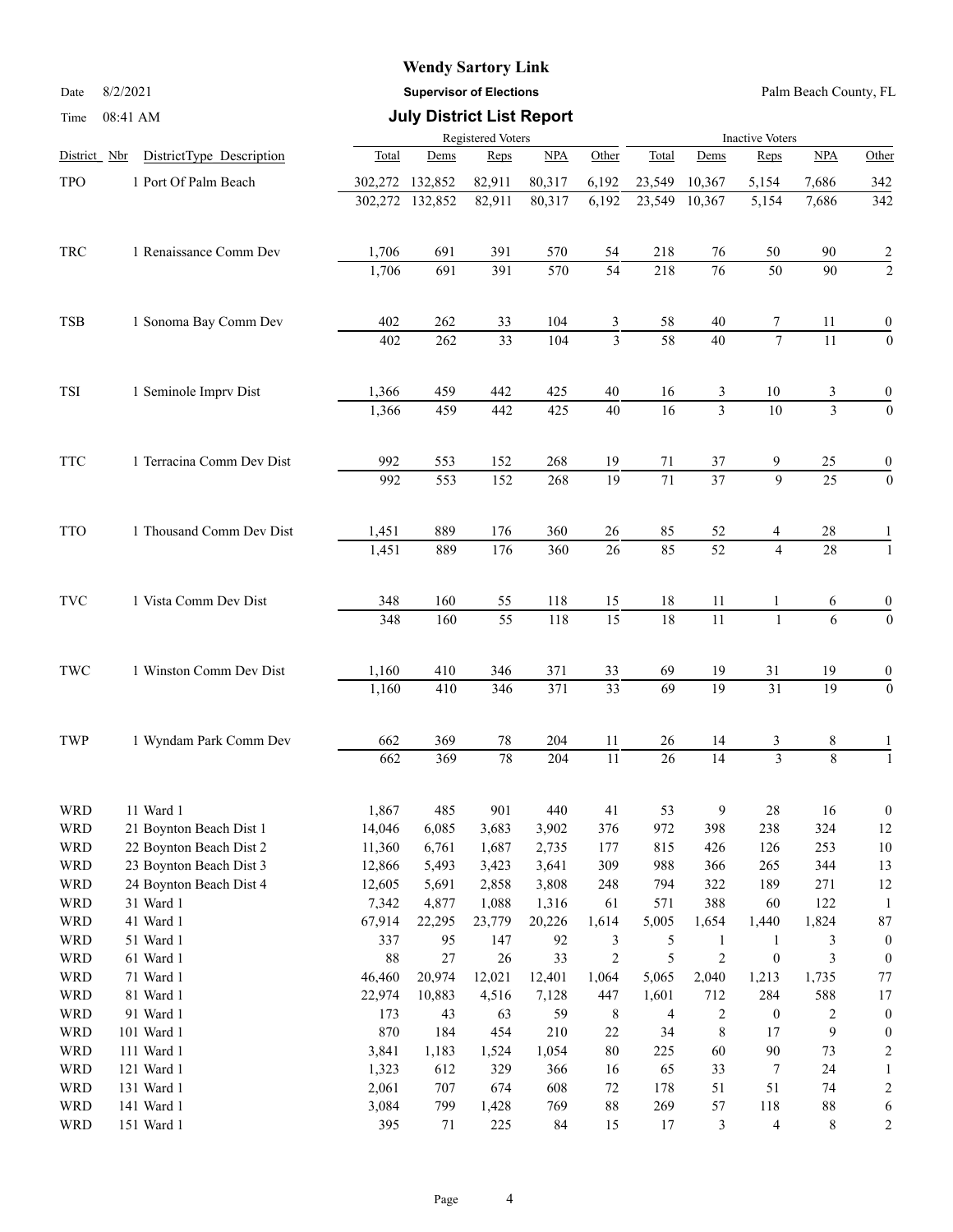| District | Nbr | DistrictType Description | Registered Voters Total | Dems | Reps | NPA | Other | Inactive Voters Total | Dems | Reps | NPA | Other |
|---|---|---|---|---|---|---|---|---|---|---|---|---|
| TPO | 1 | Port Of Palm Beach | 302,272 | 132,852 | 82,911 | 80,317 | 6,192 | 23,549 | 10,367 | 5,154 | 7,686 | 342 |
| | | | 302,272 | 132,852 | 82,911 | 80,317 | 6,192 | 23,549 | 10,367 | 5,154 | 7,686 | 342 |
| TRC | 1 | Renaissance Comm Dev | 1,706 | 691 | 391 | 570 | 54 | 218 | 76 | 50 | 90 | 2 |
| | | | 1,706 | 691 | 391 | 570 | 54 | 218 | 76 | 50 | 90 | 2 |
| TSB | 1 | Sonoma Bay Comm Dev | 402 | 262 | 33 | 104 | 3 | 58 | 40 | 7 | 11 | 0 |
| | | | 402 | 262 | 33 | 104 | 3 | 58 | 40 | 7 | 11 | 0 |
| TSI | 1 | Seminole Imprv Dist | 1,366 | 459 | 442 | 425 | 40 | 16 | 3 | 10 | 3 | 0 |
| | | | 1,366 | 459 | 442 | 425 | 40 | 16 | 3 | 10 | 3 | 0 |
| TTC | 1 | Terracina Comm Dev Dist | 992 | 553 | 152 | 268 | 19 | 71 | 37 | 9 | 25 | 0 |
| | | | 992 | 553 | 152 | 268 | 19 | 71 | 37 | 9 | 25 | 0 |
| TTO | 1 | Thousand Comm Dev Dist | 1,451 | 889 | 176 | 360 | 26 | 85 | 52 | 4 | 28 | 1 |
| | | | 1,451 | 889 | 176 | 360 | 26 | 85 | 52 | 4 | 28 | 1 |
| TVC | 1 | Vista Comm Dev Dist | 348 | 160 | 55 | 118 | 15 | 18 | 11 | 1 | 6 | 0 |
| | | | 348 | 160 | 55 | 118 | 15 | 18 | 11 | 1 | 6 | 0 |
| TWC | 1 | Winston Comm Dev Dist | 1,160 | 410 | 346 | 371 | 33 | 69 | 19 | 31 | 19 | 0 |
| | | | 1,160 | 410 | 346 | 371 | 33 | 69 | 19 | 31 | 19 | 0 |
| TWP | 1 | Wyndam Park Comm Dev | 662 | 369 | 78 | 204 | 11 | 26 | 14 | 3 | 8 | 1 |
| | | | 662 | 369 | 78 | 204 | 11 | 26 | 14 | 3 | 8 | 1 |
| WRD | 11 | Ward 1 | 1,867 | 485 | 901 | 440 | 41 | 53 | 9 | 28 | 16 | 0 |
| WRD | 21 | Boynton Beach Dist 1 | 14,046 | 6,085 | 3,683 | 3,902 | 376 | 972 | 398 | 238 | 324 | 12 |
| WRD | 22 | Boynton Beach Dist 2 | 11,360 | 6,761 | 1,687 | 2,735 | 177 | 815 | 426 | 126 | 253 | 10 |
| WRD | 23 | Boynton Beach Dist 3 | 12,866 | 5,493 | 3,423 | 3,641 | 309 | 988 | 366 | 265 | 344 | 13 |
| WRD | 24 | Boynton Beach Dist 4 | 12,605 | 5,691 | 2,858 | 3,808 | 248 | 794 | 322 | 189 | 271 | 12 |
| WRD | 31 | Ward 1 | 7,342 | 4,877 | 1,088 | 1,316 | 61 | 571 | 388 | 60 | 122 | 1 |
| WRD | 41 | Ward 1 | 67,914 | 22,295 | 23,779 | 20,226 | 1,614 | 5,005 | 1,654 | 1,440 | 1,824 | 87 |
| WRD | 51 | Ward 1 | 337 | 95 | 147 | 92 | 3 | 5 | 1 | 1 | 3 | 0 |
| WRD | 61 | Ward 1 | 88 | 27 | 26 | 33 | 2 | 5 | 2 | 0 | 3 | 0 |
| WRD | 71 | Ward 1 | 46,460 | 20,974 | 12,021 | 12,401 | 1,064 | 5,065 | 2,040 | 1,213 | 1,735 | 77 |
| WRD | 81 | Ward 1 | 22,974 | 10,883 | 4,516 | 7,128 | 447 | 1,601 | 712 | 284 | 588 | 17 |
| WRD | 91 | Ward 1 | 173 | 43 | 63 | 59 | 8 | 4 | 2 | 0 | 2 | 0 |
| WRD | 101 | Ward 1 | 870 | 184 | 454 | 210 | 22 | 34 | 8 | 17 | 9 | 0 |
| WRD | 111 | Ward 1 | 3,841 | 1,183 | 1,524 | 1,054 | 80 | 225 | 60 | 90 | 73 | 2 |
| WRD | 121 | Ward 1 | 1,323 | 612 | 329 | 366 | 16 | 65 | 33 | 7 | 24 | 1 |
| WRD | 131 | Ward 1 | 2,061 | 707 | 674 | 608 | 72 | 178 | 51 | 51 | 74 | 2 |
| WRD | 141 | Ward 1 | 3,084 | 799 | 1,428 | 769 | 88 | 269 | 57 | 118 | 88 | 6 |
| WRD | 151 | Ward 1 | 395 | 71 | 225 | 84 | 15 | 17 | 3 | 4 | 8 | 2 |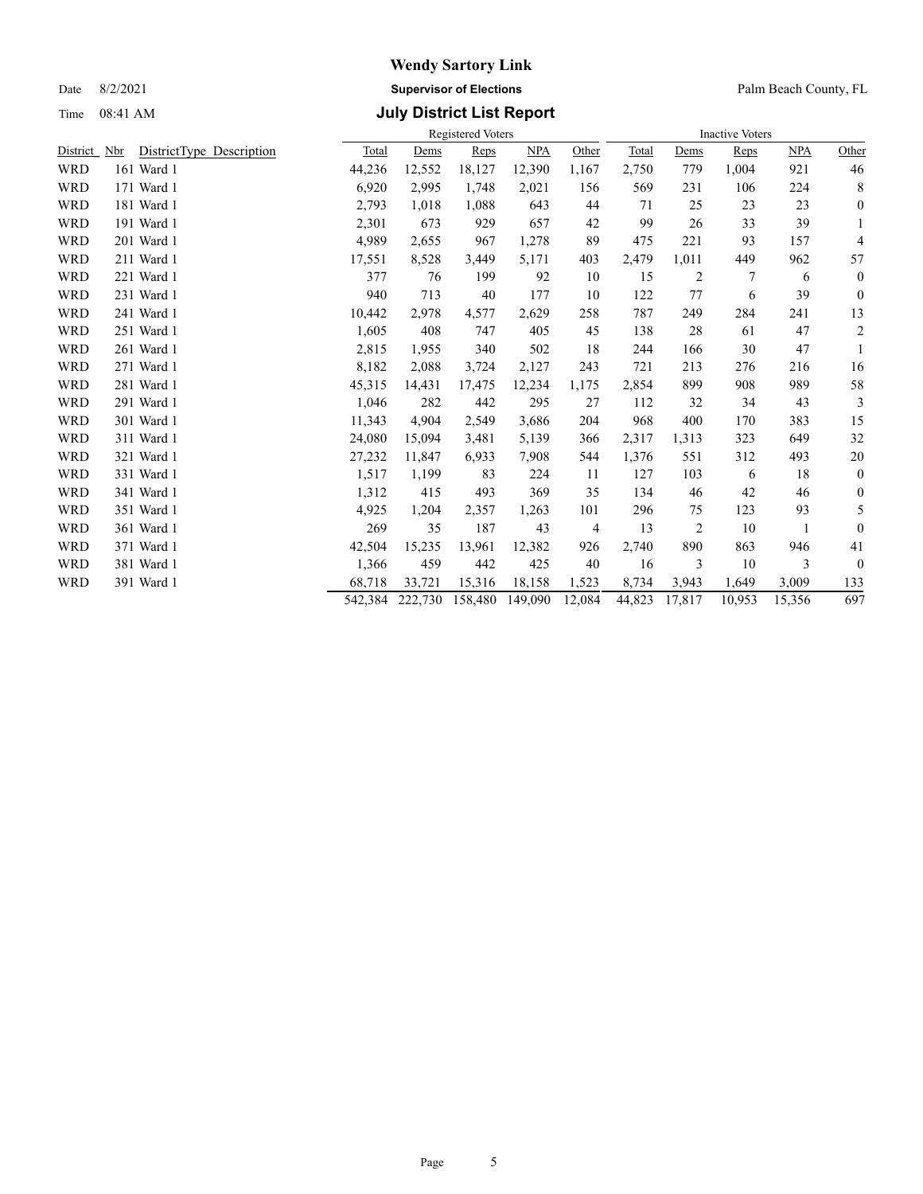**Wendy Sartory Link**

Date 8/2/2021 **Supervisor of Elections** Palm Beach County, FL

Time 08:41 AM **July District List Report**

| | | | Registered Voters | | | | | Inactive Voters | | | | |
|---|---|---|---|---|---|---|---|---|---|---|---|---|
| District | Nbr | DistrictType Description | Total | Dems | Reps | NPA | Other | Total | Dems | Reps | NPA | Other |
| WRD | 161 | Ward 1 | 44,236 | 12,552 | 18,127 | 12,390 | 1,167 | 2,750 | 779 | 1,004 | 921 | 46 |
| WRD | 171 | Ward 1 | 6,920 | 2,995 | 1,748 | 2,021 | 156 | 569 | 231 | 106 | 224 | 8 |
| WRD | 181 | Ward 1 | 2,793 | 1,018 | 1,088 | 643 | 44 | 71 | 25 | 23 | 23 | 0 |
| WRD | 191 | Ward 1 | 2,301 | 673 | 929 | 657 | 42 | 99 | 26 | 33 | 39 | 1 |
| WRD | 201 | Ward 1 | 4,989 | 2,655 | 967 | 1,278 | 89 | 475 | 221 | 93 | 157 | 4 |
| WRD | 211 | Ward 1 | 17,551 | 8,528 | 3,449 | 5,171 | 403 | 2,479 | 1,011 | 449 | 962 | 57 |
| WRD | 221 | Ward 1 | 377 | 76 | 199 | 92 | 10 | 15 | 2 | 7 | 6 | 0 |
| WRD | 231 | Ward 1 | 940 | 713 | 40 | 177 | 10 | 122 | 77 | 6 | 39 | 0 |
| WRD | 241 | Ward 1 | 10,442 | 2,978 | 4,577 | 2,629 | 258 | 787 | 249 | 284 | 241 | 13 |
| WRD | 251 | Ward 1 | 1,605 | 408 | 747 | 405 | 45 | 138 | 28 | 61 | 47 | 2 |
| WRD | 261 | Ward 1 | 2,815 | 1,955 | 340 | 502 | 18 | 244 | 166 | 30 | 47 | 1 |
| WRD | 271 | Ward 1 | 8,182 | 2,088 | 3,724 | 2,127 | 243 | 721 | 213 | 276 | 216 | 16 |
| WRD | 281 | Ward 1 | 45,315 | 14,431 | 17,475 | 12,234 | 1,175 | 2,854 | 899 | 908 | 989 | 58 |
| WRD | 291 | Ward 1 | 1,046 | 282 | 442 | 295 | 27 | 112 | 32 | 34 | 43 | 3 |
| WRD | 301 | Ward 1 | 11,343 | 4,904 | 2,549 | 3,686 | 204 | 968 | 400 | 170 | 383 | 15 |
| WRD | 311 | Ward 1 | 24,080 | 15,094 | 3,481 | 5,139 | 366 | 2,317 | 1,313 | 323 | 649 | 32 |
| WRD | 321 | Ward 1 | 27,232 | 11,847 | 6,933 | 7,908 | 544 | 1,376 | 551 | 312 | 493 | 20 |
| WRD | 331 | Ward 1 | 1,517 | 1,199 | 83 | 224 | 11 | 127 | 103 | 6 | 18 | 0 |
| WRD | 341 | Ward 1 | 1,312 | 415 | 493 | 369 | 35 | 134 | 46 | 42 | 46 | 0 |
| WRD | 351 | Ward 1 | 4,925 | 1,204 | 2,357 | 1,263 | 101 | 296 | 75 | 123 | 93 | 5 |
| WRD | 361 | Ward 1 | 269 | 35 | 187 | 43 | 4 | 13 | 2 | 10 | 1 | 0 |
| WRD | 371 | Ward 1 | 42,504 | 15,235 | 13,961 | 12,382 | 926 | 2,740 | 890 | 863 | 946 | 41 |
| WRD | 381 | Ward 1 | 1,366 | 459 | 442 | 425 | 40 | 16 | 3 | 10 | 3 | 0 |
| WRD | 391 | Ward 1 | 68,718 | 33,721 | 15,316 | 18,158 | 1,523 | 8,734 | 3,943 | 1,649 | 3,009 | 133 |
| | | | 542,384 | 222,730 | 158,480 | 149,090 | 12,084 | 44,823 | 17,817 | 10,953 | 15,356 | 697 |